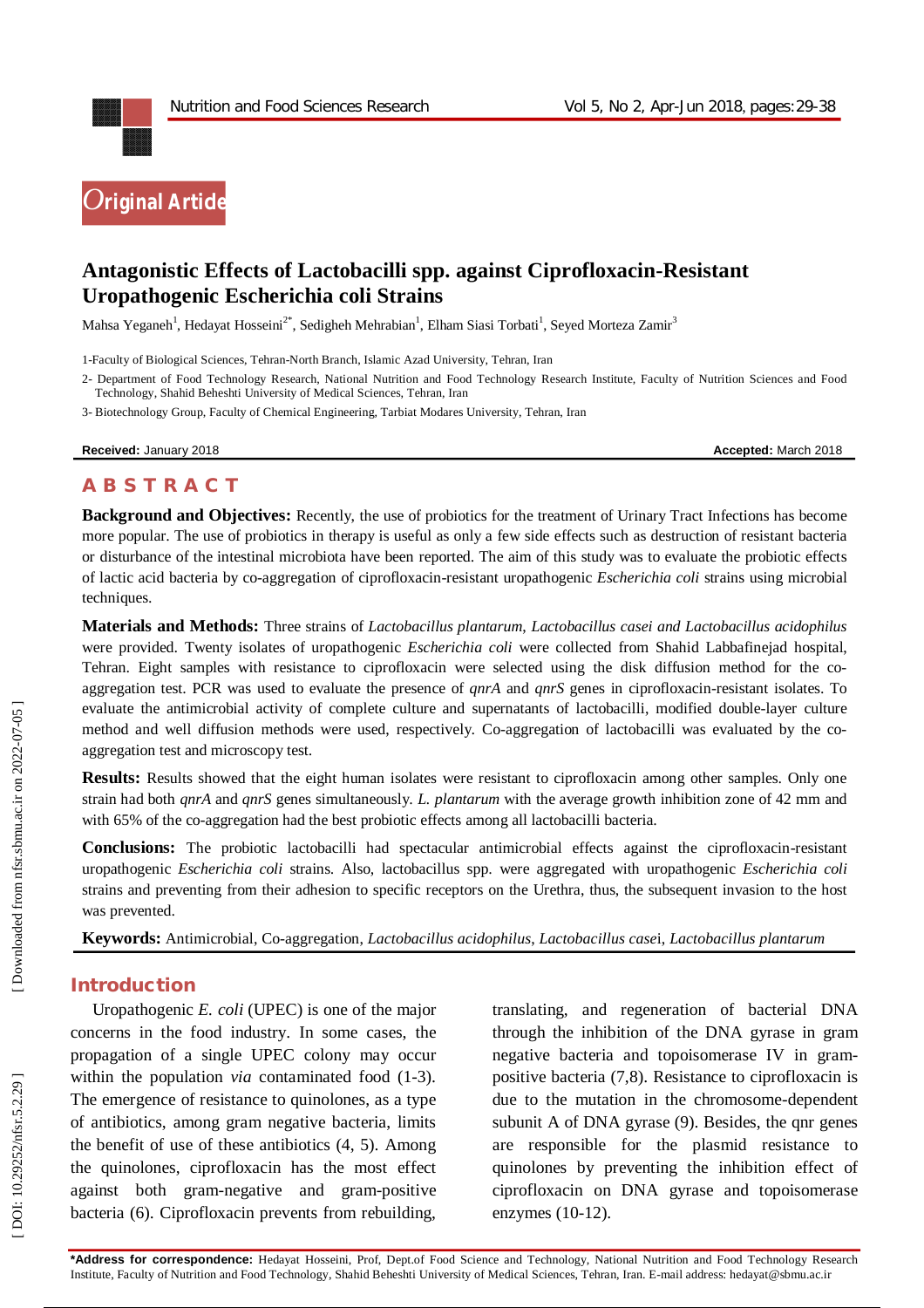Original Article

# Antagonistic Effects of Lactobacilli spp. against Ciprofloxacin-Resistant Uropathogenic Escherichia coli Strains

Mahsa Yeganeh[1], Hedayat Hosseini[2*], Sedigheh Mehrabian[1], Elham Siasi Torbati[1], Seyed Morteza Zamir[3]

1-Faculty of Biological Sciences, Tehran-North Branch, Islamic Azad University, Tehran, Iran

2- Department of Food Technology Research, National Nutrition and Food Technology Research Institute, Faculty of Nutrition Sciences and Food Technology, Shahid Beheshti University of Medical Sciences, Tehran, Iran

3- Biotechnology Group, Faculty of Chemical Engineering, Tarbiat Modares University, Tehran, Iran

**Received:** January 2018 **Accepted:** March 2018

## ABSTRACT

**Background and Objectives:** Recently, the use of probiotics for the treatment of Urinary Tract Infections has become more popular. The use of probiotics in therapy is useful as only a few side effects such as destruction of resistant bacteria or disturbance of the intestinal microbiota have been reported. The aim of this study was to evaluate the probiotic effects of lactic acid bacteria by co-aggregation of ciprofloxacin-resistant uropathogenic *Escherichia coli* strains using microbial techniques.

**Materials and Methods:** Three strains of *Lactobacillus plantarum*, *Lactobacillus casei and Lactobacillus acidophilus* were provided. Twenty isolates of uropathogenic *Escherichia coli* were collected from Shahid Labbafinejad hospital, Tehran. Eight samples with resistance to ciprofloxacin were selected using the disk diffusion method for the co-aggregation test. PCR was used to evaluate the presence of *qnrA* and *qnrS* genes in ciprofloxacin-resistant isolates. To evaluate the antimicrobial activity of complete culture and supernatants of lactobacilli, modified double-layer culture method and well diffusion methods were used, respectively. Co-aggregation of lactobacilli was evaluated by the co-aggregation test and microscopy test.

**Results:** Results showed that the eight human isolates were resistant to ciprofloxacin among other samples. Only one strain had both *qnrA* and *qnrS* genes simultaneously. *L. plantarum* with the average growth inhibition zone of 42 mm and with 65% of the co-aggregation had the best probiotic effects among all lactobacilli bacteria.

**Conclusions:** The probiotic lactobacilli had spectacular antimicrobial effects against the ciprofloxacin-resistant uropathogenic *Escherichia coli* strains. Also, lactobacillus spp. were aggregated with uropathogenic *Escherichia coli* strains and preventing from their adhesion to specific receptors on the Urethra, thus, the subsequent invasion to the host was prevented.

**Keywords:** Antimicrobial, Co-aggregation, *Lactobacillus acidophilus*, *Lactobacillus casei*, *Lactobacillus plantarum*

## Introduction

Uropathogenic *E. coli* (UPEC) is one of the major concerns in the food industry. In some cases, the propagation of a single UPEC colony may occur within the population *via* contaminated food (1-3). The emergence of resistance to quinolones, as a type of antibiotics, among gram negative bacteria, limits the benefit of use of these antibiotics (4, 5). Among the quinolones, ciprofloxacin has the most effect against both gram-negative and gram-positive bacteria (6). Ciprofloxacin prevents from rebuilding, translating, and regeneration of bacterial DNA through the inhibition of the DNA gyrase in gram negative bacteria and topoisomerase IV in gram-positive bacteria (7,8). Resistance to ciprofloxacin is due to the mutation in the chromosome-dependent subunit A of DNA gyrase (9). Besides, the qnr genes are responsible for the plasmid resistance to quinolones by preventing the inhibition effect of ciprofloxacin on DNA gyrase and topoisomerase enzymes (10-12).

**\*Address for correspondence:** Hedayat Hosseini, Prof, Dept.of Food Science and Technology, National Nutrition and Food Technology Research Institute, Faculty of Nutrition and Food Technology, Shahid Beheshti University of Medical Sciences, Tehran, Iran. E-mail address: hedayat@sbmu.ac.ir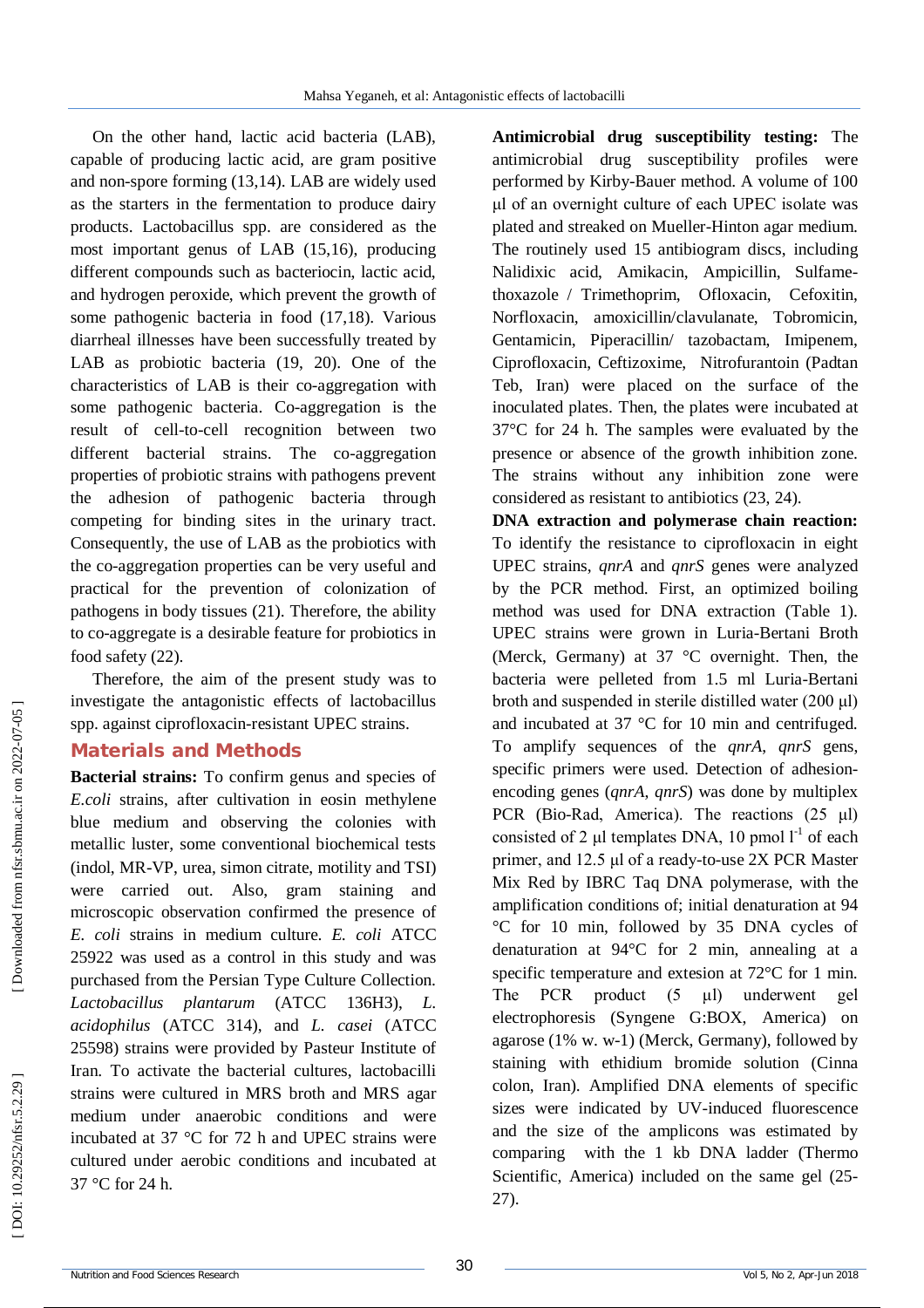On the other hand, lactic acid bacteria (LAB), capable of producing lactic acid, are gram positive and non-spore forming (13,14). LAB are widely used as the starters in the fermentation to produce dairy products. Lactobacillus spp. are considered as the most important genus of LAB (15,16), producing different compounds such as bacteriocin, lactic acid, and hydrogen peroxide, which prevent the growth of some pathogenic bacteria in food (17,18). Various diarrheal illnesses have been successfully treated by LAB as probiotic bacteria (19, 20). One of the characteristics of LAB is their co-aggregation with some pathogenic bacteria. Co-aggregation is the result of cell-to-cell recognition between two different bacterial strains. The co-aggregation properties of probiotic strains with pathogens prevent the adhesion of pathogenic bacteria through competing for binding sites in the urinary tract. Consequently, the use of LAB as the probiotics with the co-aggregation properties can be very useful and practical for the prevention of colonization of pathogens in body tissues (21). Therefore, the ability to co-aggregate is a desirable feature for probiotics in food safety (22).

Therefore, the aim of the present study was to investigate the antagonistic effects of lactobacillus spp. against ciprofloxacin-resistant UPEC strains.

## Materials and Methods

**Bacterial strains:** To confirm genus and species of *E.coli* strains, after cultivation in eosin methylene blue medium and observing the colonies with metallic luster, some conventional biochemical tests (indol, MR-VP, urea, simon citrate, motility and TSI) were carried out. Also, gram staining and microscopic observation confirmed the presence of *E. coli* strains in medium culture. *E. coli* ATCC 25922 was used as a control in this study and was purchased from the Persian Type Culture Collection. *Lactobacillus plantarum* (ATCC 136H3), *L. acidophilus* (ATCC 314), and *L. casei* (ATCC 25598) strains were provided by Pasteur Institute of Iran. To activate the bacterial cultures, lactobacilli strains were cultured in MRS broth and MRS agar medium under anaerobic conditions and were incubated at 37 °C for 72 h and UPEC strains were cultured under aerobic conditions and incubated at 37 °C for 24 h.

**Antimicrobial drug susceptibility testing:** The antimicrobial drug susceptibility profiles were performed by Kirby-Bauer method. A volume of 100 µl of an overnight culture of each UPEC isolate was plated and streaked on Mueller-Hinton agar medium. The routinely used 15 antibiogram discs, including Nalidixic acid, Amikacin, Ampicillin, Sulfamethoxazole / Trimethoprim, Ofloxacin, Cefoxitin, Norfloxacin, amoxicillin/clavulanate, Tobromicin, Gentamicin, Piperacillin/ tazobactam, Imipenem, Ciprofloxacin, Ceftizoxime, Nitrofurantoin (Padtan Teb, Iran) were placed on the surface of the inoculated plates. Then, the plates were incubated at 37°C for 24 h. The samples were evaluated by the presence or absence of the growth inhibition zone. The strains without any inhibition zone were considered as resistant to antibiotics (23, 24).

**DNA extraction and polymerase chain reaction:** To identify the resistance to ciprofloxacin in eight UPEC strains, *qnrA* and *qnrS* genes were analyzed by the PCR method. First, an optimized boiling method was used for DNA extraction (Table 1). UPEC strains were grown in Luria-Bertani Broth (Merck, Germany) at 37 °C overnight. Then, the bacteria were pelleted from 1.5 ml Luria-Bertani broth and suspended in sterile distilled water (200 µl) and incubated at 37 °C for 10 min and centrifuged. To amplify sequences of the *qnrA*, *qnrS* gens, specific primers were used. Detection of adhesion-encoding genes (*qnrA*, *qnrS*) was done by multiplex PCR (Bio-Rad, America). The reactions (25 µl) consisted of 2 µl templates DNA, 10 pmol $l^{-1}$ of each primer, and 12.5 µl of a ready-to-use 2X PCR Master Mix Red by IBRC Taq DNA polymerase, with the amplification conditions of; initial denaturation at 94 °C for 10 min, followed by 35 DNA cycles of denaturation at 94°C for 2 min, annealing at a specific temperature and extesion at 72°C for 1 min. The PCR product (5 µl) underwent gel electrophoresis (Syngene G:BOX, America) on agarose (1% w. w-1) (Merck, Germany), followed by staining with ethidium bromide solution (Cinna colon, Iran). Amplified DNA elements of specific sizes were indicated by UV-induced fluorescence and the size of the amplicons was estimated by comparing with the 1 kb DNA ladder (Thermo Scientific, America) included on the same gel (25-27).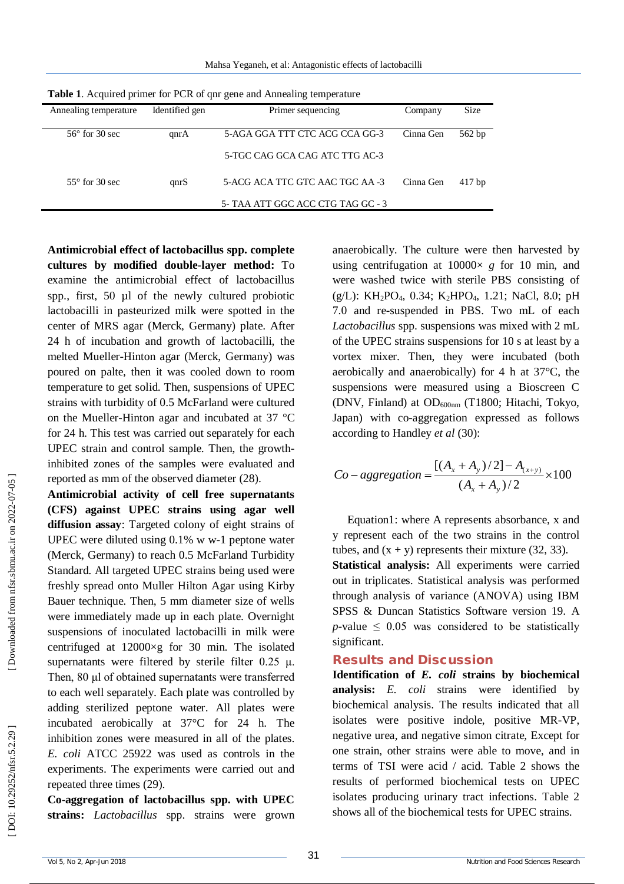**Table 1**. Acquired primer for PCR of qnr gene and Annealing temperature

| Annealing temperature | Identified gen | Primer sequencing | Company | Size |
|---|---|---|---|---|
| 56° for 30 sec | qnrA | 5-AGA GGA TTT CTC ACG CCA GG-3 | Cinna Gen | 562 bp |
| | | 5-TGC CAG GCA CAG ATC TTG AC-3 | | |
| 55° for 30 sec | qnrS | 5-ACG ACA TTC GTC AAC TGC AA -3 | Cinna Gen | 417 bp |
| | | 5- TAA ATT GGC ACC CTG TAG GC - 3 | | |

**Antimicrobial effect of lactobacillus spp. complete cultures by modified double-layer method:** To examine the antimicrobial effect of lactobacillus spp., first, 50 µl of the newly cultured probiotic lactobacilli in pasteurized milk were spotted in the center of MRS agar (Merck, Germany) plate. After 24 h of incubation and growth of lactobacilli, the melted Mueller-Hinton agar (Merck, Germany) was poured on palte, then it was cooled down to room temperature to get solid. Then, suspensions of UPEC strains with turbidity of 0.5 McFarland were cultured on the Mueller-Hinton agar and incubated at 37 °C for 24 h. This test was carried out separately for each UPEC strain and control sample. Then, the growth-inhibited zones of the samples were evaluated and reported as mm of the observed diameter (28).

**Antimicrobial activity of cell free supernatants (CFS) against UPEC strains using agar well diffusion assay**: Targeted colony of eight strains of UPEC were diluted using 0.1% w w-1 peptone water (Merck, Germany) to reach 0.5 McFarland Turbidity Standard. All targeted UPEC strains being used were freshly spread onto Muller Hilton Agar using Kirby Bauer technique. Then, 5 mm diameter size of wells were immediately made up in each plate. Overnight suspensions of inoculated lactobacilli in milk were centrifuged at 12000×g for 30 min. The isolated supernatants were filtered by sterile filter 0.25 µ. Then, 80 µl of obtained supernatants were transferred to each well separately. Each plate was controlled by adding sterilized peptone water. All plates were incubated aerobically at 37°C for 24 h. The inhibition zones were measured in all of the plates. *E. coli* ATCC 25922 was used as controls in the experiments. The experiments were carried out and repeated three times (29).

**Co-aggregation of lactobacillus spp. with UPEC strains:** *Lactobacillus* spp. strains were grown anaerobically. The culture were then harvested by using centrifugation at 10000× *g* for 10 min, and were washed twice with sterile PBS consisting of (g/L): $KH_2PO_4$, 0.34; $K_2HPO_4$, 1.21; NaCl, 8.0; pH 7.0 and re-suspended in PBS. Two mL of each *Lactobacillus* spp. suspensions was mixed with 2 mL of the UPEC strains suspensions for 10 s at least by a vortex mixer. Then, they were incubated (both aerobically and anaerobically) for 4 h at 37°C, the suspensions were measured using a Bioscreen C (DNV, Finland) at $OD_{600nm}$ (T1800; Hitachi, Tokyo, Japan) with co-aggregation expressed as follows according to Handley *et al* (30):

$$Co-aggregation = \frac{[(A_x + A_y)/2] - A_{(x+y)}}{(A_x + A_y)/2} \times 100$$

Equation1: where A represents absorbance, x and y represent each of the two strains in the control tubes, and (x + y) represents their mixture (32, 33).

**Statistical analysis:** All experiments were carried out in triplicates. Statistical analysis was performed through analysis of variance (ANOVA) using IBM SPSS & Duncan Statistics Software version 19. A *p*-value ≤ 0.05 was considered to be statistically significant.

## Results and Discussion

**Identification of *E. coli* strains by biochemical analysis:** *E. coli* strains were identified by biochemical analysis. The results indicated that all isolates were positive indole, positive MR-VP, negative urea, and negative simon citrate, Except for one strain, other strains were able to move, and in terms of TSI were acid / acid. Table 2 shows the results of performed biochemical tests on UPEC isolates producing urinary tract infections. Table 2 shows all of the biochemical tests for UPEC strains.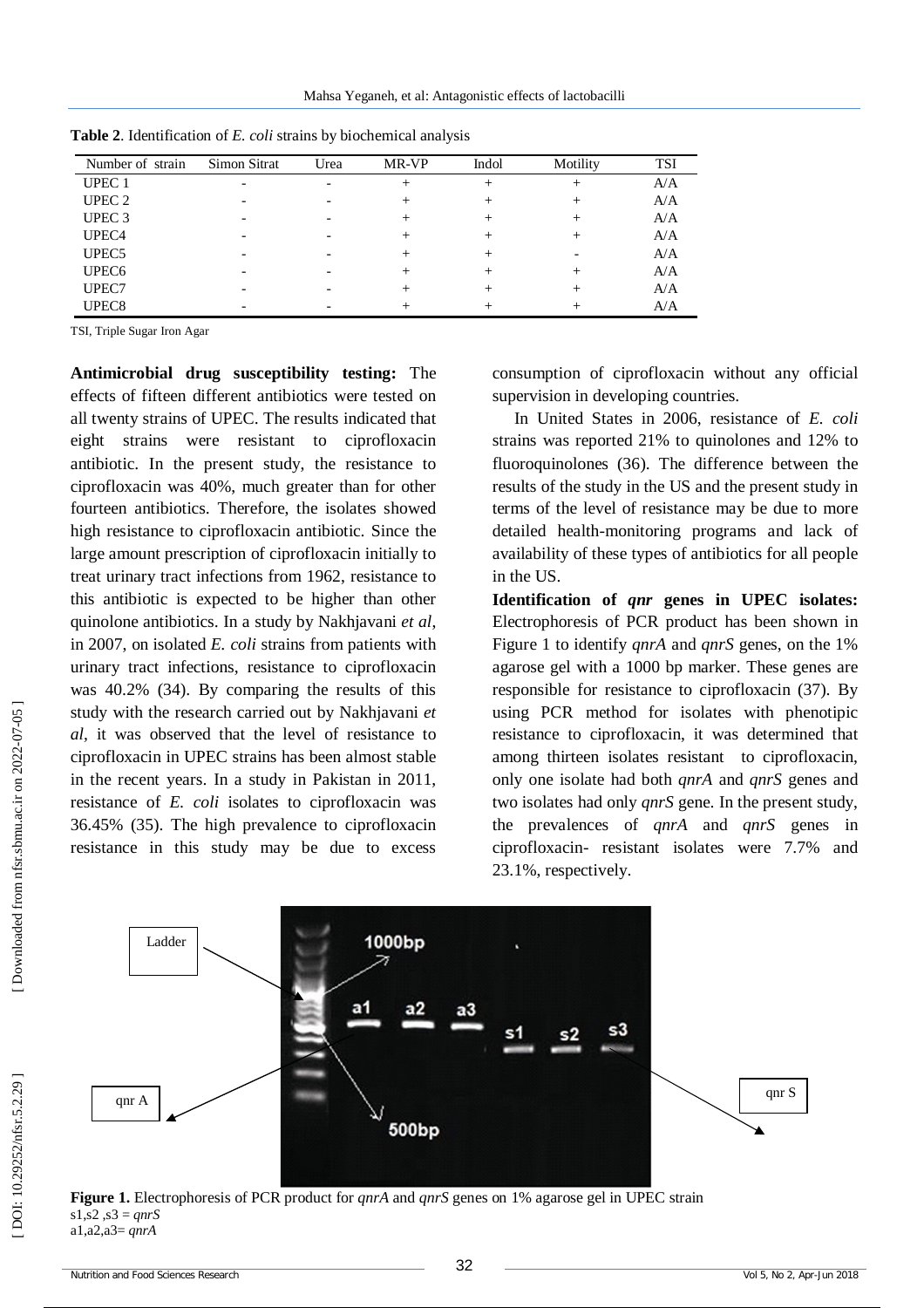**Table 2**. Identification of *E. coli* strains by biochemical analysis

| Number of strain | Simon Sitrat | Urea | MR-VP | Indol | Motility | TSI |
|---|---|---|---|---|---|---|
| UPEC 1 | - | - | + | + | + | A/A |
| UPEC 2 | - | - | + | + | + | A/A |
| UPEC 3 | - | - | + | + | + | A/A |
| UPEC4 | - | - | + | + | + | A/A |
| UPEC5 | - | - | + | + | - | A/A |
| UPEC6 | - | - | + | + | + | A/A |
| UPEC7 | - | - | + | + | + | A/A |
| UPEC8 | - | - | + | + | + | A/A |

TSI, Triple Sugar Iron Agar

**Antimicrobial drug susceptibility testing:** The effects of fifteen different antibiotics were tested on all twenty strains of UPEC. The results indicated that eight strains were resistant to ciprofloxacin antibiotic. In the present study, the resistance to ciprofloxacin was 40%, much greater than for other fourteen antibiotics. Therefore, the isolates showed high resistance to ciprofloxacin antibiotic. Since the large amount prescription of ciprofloxacin initially to treat urinary tract infections from 1962, resistance to this antibiotic is expected to be higher than other quinolone antibiotics. In a study by Nakhjavani *et al*, in 2007, on isolated *E. coli* strains from patients with urinary tract infections, resistance to ciprofloxacin was 40.2% (34). By comparing the results of this study with the research carried out by Nakhjavani *et al*, it was observed that the level of resistance to ciprofloxacin in UPEC strains has been almost stable in the recent years. In a study in Pakistan in 2011, resistance of *E. coli* isolates to ciprofloxacin was 36.45% (35). The high prevalence to ciprofloxacin resistance in this study may be due to excess consumption of ciprofloxacin without any official supervision in developing countries.

In United States in 2006, resistance of *E. coli* strains was reported 21% to quinolones and 12% to fluoroquinolones (36). The difference between the results of the study in the US and the present study in terms of the level of resistance may be due to more detailed health-monitoring programs and lack of availability of these types of antibiotics for all people in the US.

**Identification of *qnr* genes in UPEC isolates:** Electrophoresis of PCR product has been shown in Figure 1 to identify *qnrA* and *qnrS* genes, on the 1% agarose gel with a 1000 bp marker. These genes are responsible for resistance to ciprofloxacin (37). By using PCR method for isolates with phenotipic resistance to ciprofloxacin, it was determined that among thirteen isolates resistant to ciprofloxacin, only one isolate had both *qnrA* and *qnrS* genes and two isolates had only *qnrS* gene. In the present study, the prevalences of *qnrA* and *qnrS* genes in ciprofloxacin- resistant isolates were 7.7% and 23.1%, respectively.

**Figure 1.** Electrophoresis of PCR product for *qnrA* and *qnrS* genes on 1% agarose gel in UPEC strain
s1,s2 ,s3 = *qnrS*
a1,a2,a3= *qnrA*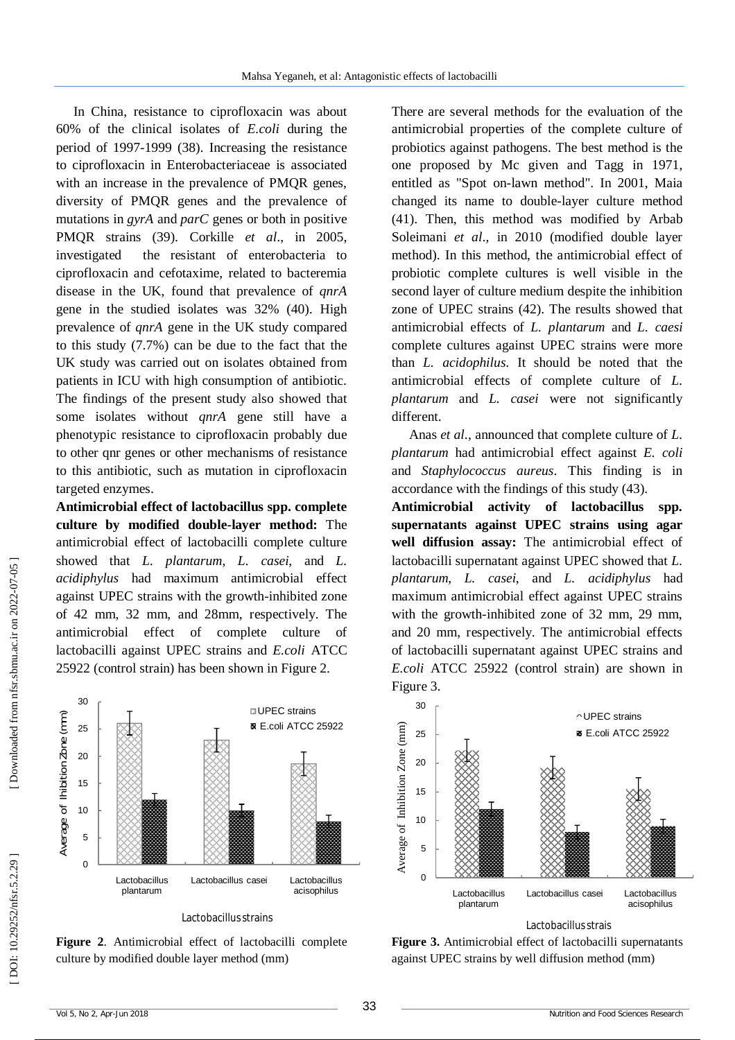In China, resistance to ciprofloxacin was about 60% of the clinical isolates of *E.coli* during the period of 1997-1999 (38). Increasing the resistance to ciprofloxacin in Enterobacteriaceae is associated with an increase in the prevalence of PMQR genes, diversity of PMQR genes and the prevalence of mutations in *gyrA* and *parC* genes or both in positive PMQR strains (39). Corkille *et al*., in 2005, investigated the resistant of enterobacteria to ciprofloxacin and cefotaxime, related to bacteremia disease in the UK, found that prevalence of *qnrA* gene in the studied isolates was 32% (40). High prevalence of *qnrA* gene in the UK study compared to this study (7.7%) can be due to the fact that the UK study was carried out on isolates obtained from patients in ICU with high consumption of antibiotic. The findings of the present study also showed that some isolates without *qnrA* gene still have a phenotypic resistance to ciprofloxacin probably due to other qnr genes or other mechanisms of resistance to this antibiotic, such as mutation in ciprofloxacin targeted enzymes.

**Antimicrobial effect of lactobacillus spp. complete culture by modified double-layer method:** The antimicrobial effect of lactobacilli complete culture showed that *L. plantarum*, *L. casei*, and *L. acidiphylus* had maximum antimicrobial effect against UPEC strains with the growth-inhibited zone of 42 mm, 32 mm, and 28mm, respectively. The antimicrobial effect of complete culture of lactobacilli against UPEC strains and *E.coli* ATCC 25922 (control strain) has been shown in Figure 2.

**Figure 2**. Antimicrobial effect of lactobacilli complete culture by modified double layer method (mm)

There are several methods for the evaluation of the antimicrobial properties of the complete culture of probiotics against pathogens. The best method is the one proposed by Mc given and Tagg in 1971, entitled as "Spot on-lawn method". In 2001, Maia changed its name to double-layer culture method (41). Then, this method was modified by Arbab Soleimani *et al*., in 2010 (modified double layer method). In this method, the antimicrobial effect of probiotic complete cultures is well visible in the second layer of culture medium despite the inhibition zone of UPEC strains (42). The results showed that antimicrobial effects of *L. plantarum* and *L. caesi* complete cultures against UPEC strains were more than *L. acidophilus*. It should be noted that the antimicrobial effects of complete culture of *L. plantarum* and *L. casei* were not significantly different.

Anas *et al*., announced that complete culture of *L. plantarum* had antimicrobial effect against *E. coli* and *Staphylococcus aureus*. This finding is in accordance with the findings of this study (43).

**Antimicrobial activity of lactobacillus spp. supernatants against UPEC strains using agar well diffusion assay:** The antimicrobial effect of lactobacilli supernatant against UPEC showed that *L. plantarum*, *L. casei*, and *L. acidiphylus* had maximum antimicrobial effect against UPEC strains with the growth-inhibited zone of 32 mm, 29 mm, and 20 mm, respectively. The antimicrobial effects of lactobacilli supernatant against UPEC strains and *E.coli* ATCC 25922 (control strain) are shown in Figure 3.

**Figure 3.** Antimicrobial effect of lactobacilli supernatants against UPEC strains by well diffusion method (mm)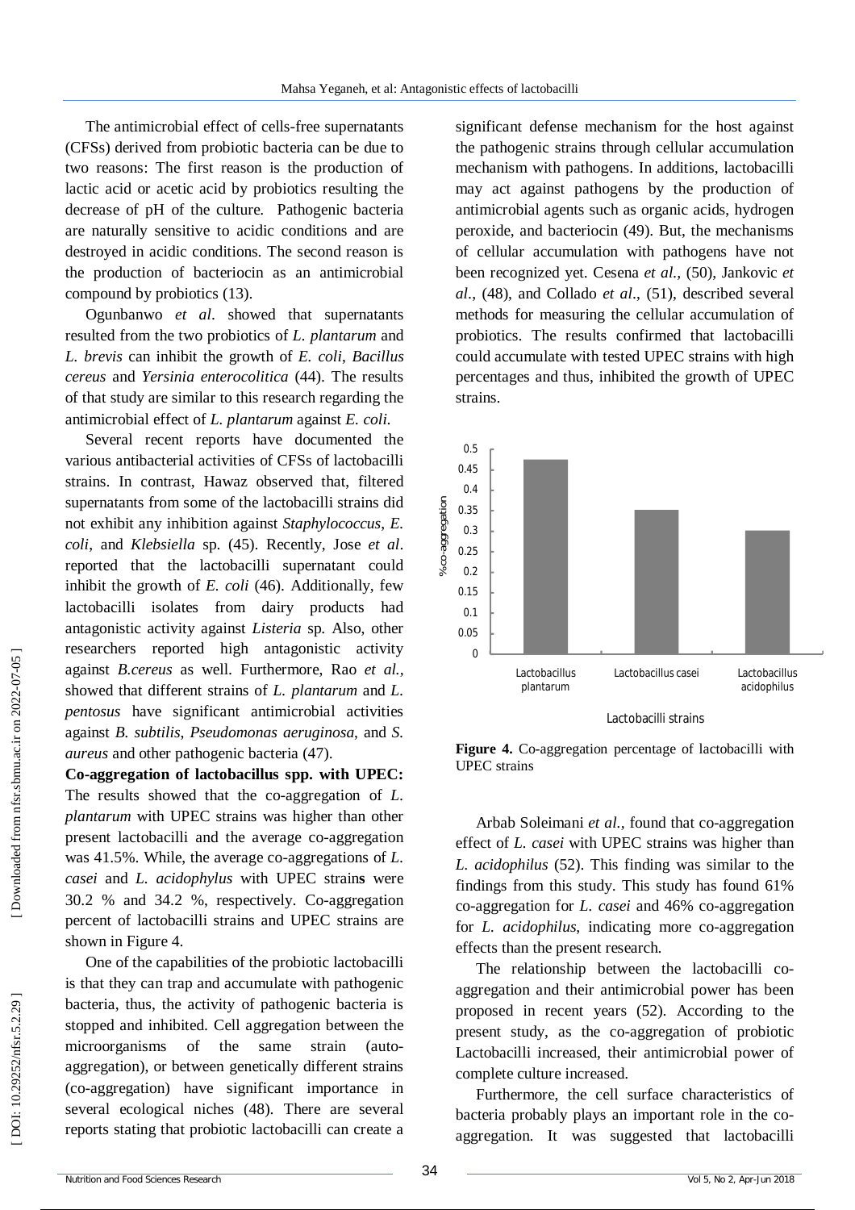The antimicrobial effect of cells-free supernatants (CFSs) derived from probiotic bacteria can be due to two reasons: The first reason is the production of lactic acid or acetic acid by probiotics resulting the decrease of pH of the culture. Pathogenic bacteria are naturally sensitive to acidic conditions and are destroyed in acidic conditions. The second reason is the production of bacteriocin as an antimicrobial compound by probiotics (13).

Ogunbanwo *et al*. showed that supernatants resulted from the two probiotics of *L. plantarum* and *L. brevis* can inhibit the growth of *E. coli*, *Bacillus cereus* and *Yersinia enterocolitica* (44). The results of that study are similar to this research regarding the antimicrobial effect of *L. plantarum* against *E. coli.*

Several recent reports have documented the various antibacterial activities of CFSs of lactobacilli strains. In contrast, Hawaz observed that, filtered supernatants from some of the lactobacilli strains did not exhibit any inhibition against *Staphylococcus*, *E. coli*, and *Klebsiella* sp. (45). Recently, Jose *et al*. reported that the lactobacilli supernatant could inhibit the growth of *E. coli* (46). Additionally, few lactobacilli isolates from dairy products had antagonistic activity against *Listeria* sp. Also, other researchers reported high antagonistic activity against *B.cereus* as well. Furthermore, Rao *et al.*, showed that different strains of *L. plantarum* and *L. pentosus* have significant antimicrobial activities against *B. subtilis*, *Pseudomonas aeruginosa*, and *S. aureus* and other pathogenic bacteria (47).

**Co-aggregation of lactobacillus spp. with UPEC:** The results showed that the co-aggregation of *L. plantarum* with UPEC strains was higher than other present lactobacilli and the average co-aggregation was 41.5%. While, the average co-aggregations of *L. casei* and *L. acidophylus* with UPEC strains were 30.2 % and 34.2 %, respectively. Co-aggregation percent of lactobacilli strains and UPEC strains are shown in Figure 4.

One of the capabilities of the probiotic lactobacilli is that they can trap and accumulate with pathogenic bacteria, thus, the activity of pathogenic bacteria is stopped and inhibited. Cell aggregation between the microorganisms of the same strain (auto-aggregation), or between genetically different strains (co-aggregation) have significant importance in several ecological niches (48). There are several reports stating that probiotic lactobacilli can create a significant defense mechanism for the host against the pathogenic strains through cellular accumulation mechanism with pathogens. In additions, lactobacilli may act against pathogens by the production of antimicrobial agents such as organic acids, hydrogen peroxide, and bacteriocin (49). But, the mechanisms of cellular accumulation with pathogens have not been recognized yet. Cesena *et al.,* (50), Jankovic *et al*., (48), and Collado *et al*., (51), described several methods for measuring the cellular accumulation of probiotics. The results confirmed that lactobacilli could accumulate with tested UPEC strains with high percentages and thus, inhibited the growth of UPEC strains.

| Lactobacilli strains | %co-aggregation |
|---|---|
| Lactobacillus plantarum | ~0.47 |
| Lactobacillus casei | ~0.35 |
| Lactobacillus acidophilus | ~0.30 |

**Figure 4.** Co-aggregation percentage of lactobacilli with UPEC strains

Arbab Soleimani *et al.*, found that co-aggregation effect of *L. casei* with UPEC strains was higher than *L. acidophilus* (52). This finding was similar to the findings from this study. This study has found 61% co-aggregation for *L. casei* and 46% co-aggregation for *L. acidophilus*, indicating more co-aggregation effects than the present research.

The relationship between the lactobacilli co-aggregation and their antimicrobial power has been proposed in recent years (52). According to the present study, as the co-aggregation of probiotic Lactobacilli increased, their antimicrobial power of complete culture increased.

Furthermore, the cell surface characteristics of bacteria probably plays an important role in the co-aggregation. It was suggested that lactobacilli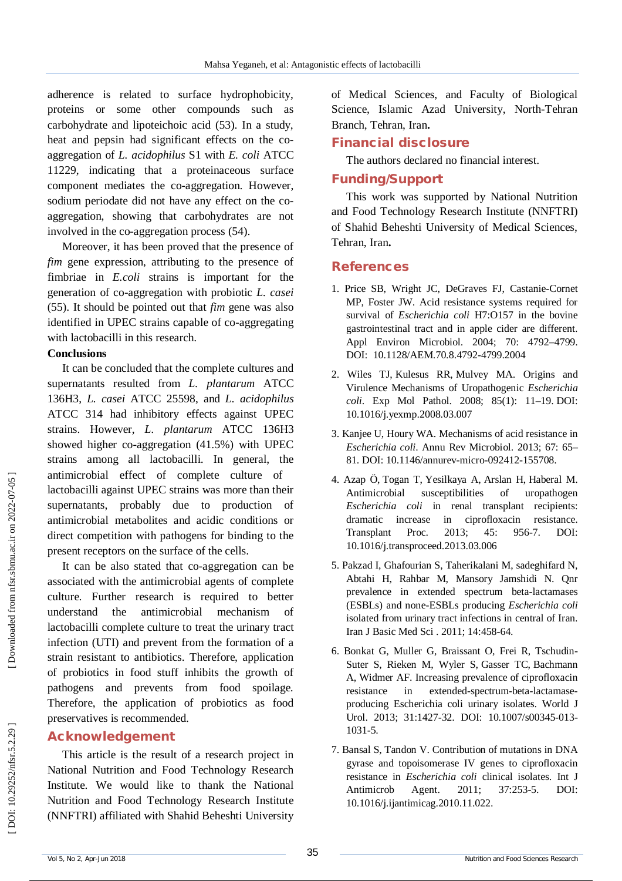adherence is related to surface hydrophobicity, proteins or some other compounds such as carbohydrate and lipoteichoic acid (53). In a study, heat and pepsin had significant effects on the co-aggregation of *L. acidophilus* S1 with *E. coli* ATCC 11229, indicating that a proteinaceous surface component mediates the co-aggregation. However, sodium periodate did not have any effect on the co-aggregation, showing that carbohydrates are not involved in the co-aggregation process (54).

Moreover, it has been proved that the presence of *fim* gene expression, attributing to the presence of fimbriae in *E.coli* strains is important for the generation of co-aggregation with probiotic *L. casei* (55). It should be pointed out that *fim* gene was also identified in UPEC strains capable of co-aggregating with lactobacilli in this research.

**Conclusions**

It can be concluded that the complete cultures and supernatants resulted from *L. plantarum* ATCC 136H3, *L. casei* ATCC 25598, and *L. acidophilus* ATCC 314 had inhibitory effects against UPEC strains. However, *L. plantarum* ATCC 136H3 showed higher co-aggregation (41.5%) with UPEC strains among all lactobacilli. In general, the antimicrobial effect of complete culture of lactobacilli against UPEC strains was more than their supernatants, probably due to production of antimicrobial metabolites and acidic conditions or direct competition with pathogens for binding to the present receptors on the surface of the cells.

It can be also stated that co-aggregation can be associated with the antimicrobial agents of complete culture. Further research is required to better understand the antimicrobial mechanism of lactobacilli complete culture to treat the urinary tract infection (UTI) and prevent from the formation of a strain resistant to antibiotics. Therefore, application of probiotics in food stuff inhibits the growth of pathogens and prevents from food spoilage. Therefore, the application of probiotics as food preservatives is recommended.

## Acknowledgement

This article is the result of a research project in National Nutrition and Food Technology Research Institute. We would like to thank the National Nutrition and Food Technology Research Institute (NNFTRI) affiliated with Shahid Beheshti University of Medical Sciences, and Faculty of Biological Science, Islamic Azad University, North-Tehran Branch, Tehran, Iran**.**

## Financial disclosure

The authors declared no financial interest.

## Funding/Support

This work was supported by National Nutrition and Food Technology Research Institute (NNFTRI) of Shahid Beheshti University of Medical Sciences, Tehran, Iran**.**

## References

1. Price SB, Wright JC, DeGraves FJ, Castanie-Cornet MP, Foster JW. Acid resistance systems required for survival of *Escherichia coli* H7:O157 in the bovine gastrointestinal tract and in apple cider are different. Appl Environ Microbiol. 2004; 70: 4792–4799. DOI: 10.1128/AEM.70.8.4792-4799.2004

2. Wiles TJ, Kulesus RR, Mulvey MA. Origins and Virulence Mechanisms of Uropathogenic *Escherichia coli*. Exp Mol Pathol. 2008; 85(1): 11–19. DOI: 10.1016/j.yexmp.2008.03.007

3. Kanjee U, Houry WA. Mechanisms of acid resistance in *Escherichia coli*. Annu Rev Microbiol. 2013; 67: 65–81. DOI: 10.1146/annurev-micro-092412-155708.

4. Azap Ö, Togan T, Yesilkaya A, Arslan H, Haberal M. Antimicrobial susceptibilities of uropathogen *Escherichia coli* in renal transplant recipients: dramatic increase in ciprofloxacin resistance. Transplant Proc. 2013; 45: 956-7. DOI: 10.1016/j.transproceed.2013.03.006

5. Pakzad I, Ghafourian S, Taherikalani M, sadeghifard N, Abtahi H, Rahbar M, Mansory Jamshidi N. Qnr prevalence in extended spectrum beta-lactamases (ESBLs) and none-ESBLs producing *Escherichia coli* isolated from urinary tract infections in central of Iran. Iran J Basic Med Sci . 2011; 14:458-64.

6. Bonkat G, Muller G, Braissant O, Frei R, Tschudin-Suter S, Rieken M, Wyler S, Gasser TC, Bachmann A, Widmer AF. Increasing prevalence of ciprofloxacin resistance in extended-spectrum-beta-lactamase-producing Escherichia coli urinary isolates. World J Urol. 2013; 31:1427-32. DOI: 10.1007/s00345-013-1031-5.

7. Bansal S, Tandon V. Contribution of mutations in DNA gyrase and topoisomerase IV genes to ciprofloxacin resistance in *Escherichia coli* clinical isolates. Int J Antimicrob Agent. 2011; 37:253-5. DOI: 10.1016/j.ijantimicag.2010.11.022.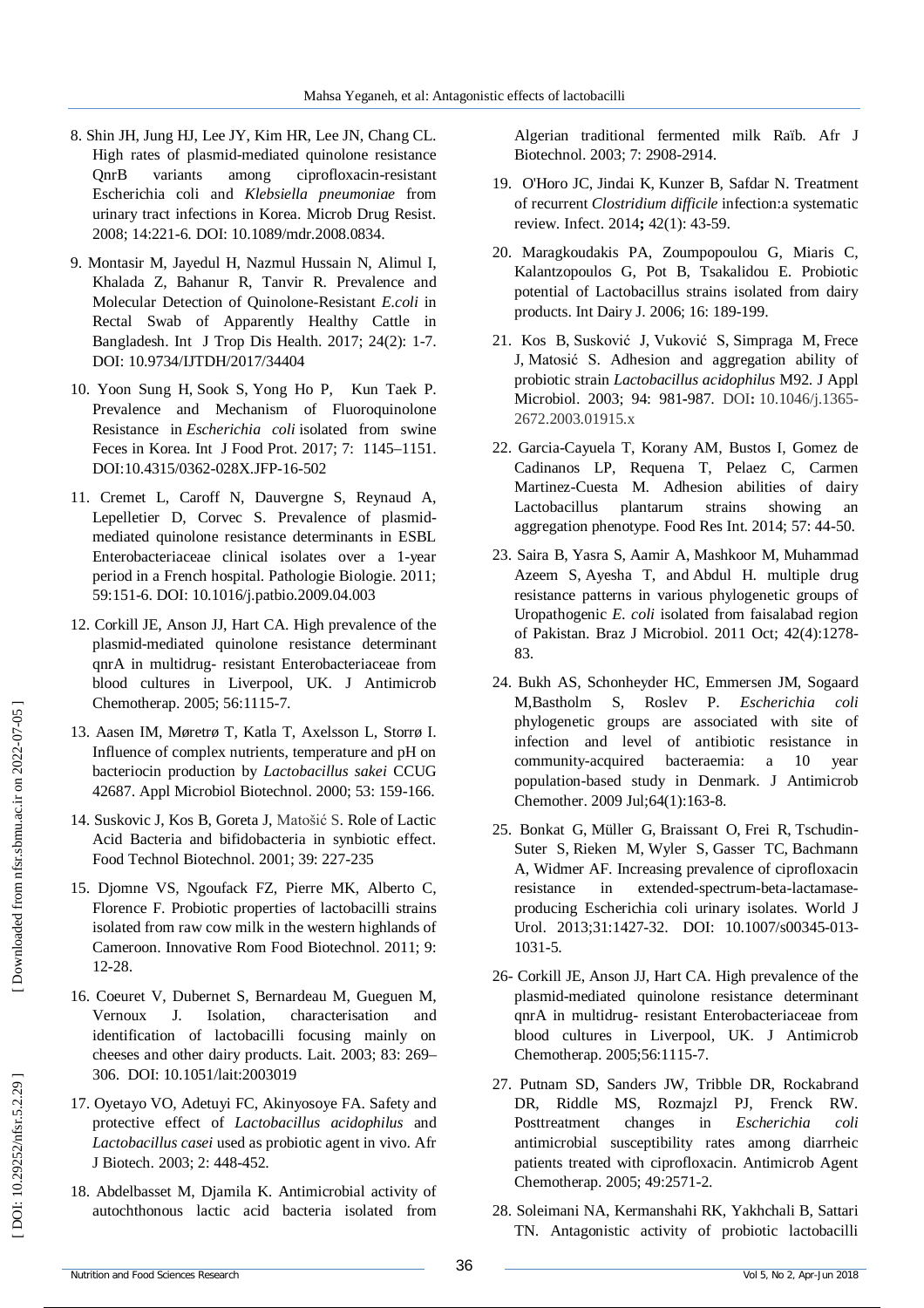8. Shin JH, Jung HJ, Lee JY, Kim HR, Lee JN, Chang CL. High rates of plasmid-mediated quinolone resistance QnrB variants among ciprofloxacin-resistant Escherichia coli and *Klebsiella pneumoniae* from urinary tract infections in Korea. Microb Drug Resist. 2008; 14:221-6. DOI: 10.1089/mdr.2008.0834.

9. Montasir M, Jayedul H, Nazmul Hussain N, Alimul I, Khalada Z, Bahanur R, Tanvir R. Prevalence and Molecular Detection of Quinolone-Resistant *E.coli* in Rectal Swab of Apparently Healthy Cattle in Bangladesh. Int J Trop Dis Health. 2017; 24(2): 1-7. DOI: 10.9734/IJTDH/2017/34404

10. Yoon Sung H, Sook S, Yong Ho P, Kun Taek P. Prevalence and Mechanism of Fluoroquinolone Resistance in *Escherichia coli* isolated from swine Feces in Korea. Int J Food Prot. 2017; 7: 1145–1151. DOI:10.4315/0362-028X.JFP-16-502

11. Cremet L, Caroff N, Dauvergne S, Reynaud A, Lepelletier D, Corvec S. Prevalence of plasmid-mediated quinolone resistance determinants in ESBL Enterobacteriaceae clinical isolates over a 1-year period in a French hospital. Pathologie Biologie. 2011; 59:151-6. DOI: 10.1016/j.patbio.2009.04.003

12. Corkill JE, Anson JJ, Hart CA. High prevalence of the plasmid-mediated quinolone resistance determinant qnrA in multidrug- resistant Enterobacteriaceae from blood cultures in Liverpool, UK. J Antimicrob Chemotherap. 2005; 56:1115-7.

13. Aasen IM, Møretrø T, Katla T, Axelsson L, Storrø I. Influence of complex nutrients, temperature and pH on bacteriocin production by *Lactobacillus sakei* CCUG 42687. Appl Microbiol Biotechnol. 2000; 53: 159-166.

14. Suskovic J, Kos B, Goreta J, Matošić S. Role of Lactic Acid Bacteria and bifidobacteria in synbiotic effect. Food Technol Biotechnol. 2001; 39: 227-235

15. Djomne VS, Ngoufack FZ, Pierre MK, Alberto C, Florence F. Probiotic properties of lactobacilli strains isolated from raw cow milk in the western highlands of Cameroon. Innovative Rom Food Biotechnol. 2011; 9: 12-28.

16. Coeuret V, Dubernet S, Bernardeau M, Gueguen M, Vernoux J. Isolation, characterisation and identification of lactobacilli focusing mainly on cheeses and other dairy products. Lait. 2003; 83: 269–306. DOI: 10.1051/lait:2003019

17. Oyetayo VO, Adetuyi FC, Akinyosoye FA. Safety and protective effect of *Lactobacillus acidophilus* and *Lactobacillus casei* used as probiotic agent in vivo. Afr J Biotech. 2003; 2: 448-452.

18. Abdelbasset M, Djamila K. Antimicrobial activity of autochthonous lactic acid bacteria isolated from Algerian traditional fermented milk Raïb. Afr J Biotechnol. 2003; 7: 2908-2914.

19. O'Horo JC, Jindai K, Kunzer B, Safdar N. Treatment of recurrent *Clostridium difficile* infection:a systematic review. Infect. 2014**;** 42(1): 43-59.

20. Maragkoudakis PA, Zoumpopoulou G, Miaris C, Kalantzopoulos G, Pot B, Tsakalidou E. Probiotic potential of Lactobacillus strains isolated from dairy products. Int Dairy J. 2006; 16: 189-199.

21. Kos B, Susković J, Vuković S, Simpraga M, Frece J, Matosić S. Adhesion and aggregation ability of probiotic strain *Lactobacillus acidophilus* M92. J Appl Microbiol. 2003; 94: 981-987. DOI**:** 10.1046/j.1365-2672.2003.01915.x

22. Garcia-Cayuela T, Korany AM, Bustos I, Gomez de Cadinanos LP, Requena T, Pelaez C, Carmen Martinez-Cuesta M. Adhesion abilities of dairy Lactobacillus plantarum strains showing an aggregation phenotype. Food Res Int. 2014; 57: 44-50.

23. Saira B, Yasra S, Aamir A, Mashkoor M, Muhammad Azeem S, Ayesha T, and Abdul H. multiple drug resistance patterns in various phylogenetic groups of Uropathogenic *E. coli* isolated from faisalabad region of Pakistan. Braz J Microbiol. 2011 Oct; 42(4):1278-83.

24. Bukh AS, Schonheyder HC, Emmersen JM, Sogaard M,Bastholm S, Roslev P. *Escherichia coli* phylogenetic groups are associated with site of infection and level of antibiotic resistance in community-acquired bacteraemia: a 10 year population-based study in Denmark. J Antimicrob Chemother. 2009 Jul;64(1):163-8.

25. Bonkat G, Müller G, Braissant O, Frei R, Tschudin-Suter S, Rieken M, Wyler S, Gasser TC, Bachmann A, Widmer AF. Increasing prevalence of ciprofloxacin resistance in extended-spectrum-beta-lactamase-producing Escherichia coli urinary isolates. World J Urol. 2013;31:1427-32. DOI: 10.1007/s00345-013-1031-5.

26- Corkill JE, Anson JJ, Hart CA. High prevalence of the plasmid-mediated quinolone resistance determinant qnrA in multidrug- resistant Enterobacteriaceae from blood cultures in Liverpool, UK. J Antimicrob Chemotherap. 2005;56:1115-7.

27. Putnam SD, Sanders JW, Tribble DR, Rockabrand DR, Riddle MS, Rozmajzl PJ, Frenck RW. Posttreatment changes in *Escherichia coli* antimicrobial susceptibility rates among diarrheic patients treated with ciprofloxacin. Antimicrob Agent Chemotherap. 2005; 49:2571-2.

28. Soleimani NA, Kermanshahi RK, Yakhchali B, Sattari TN. Antagonistic activity of probiotic lactobacilli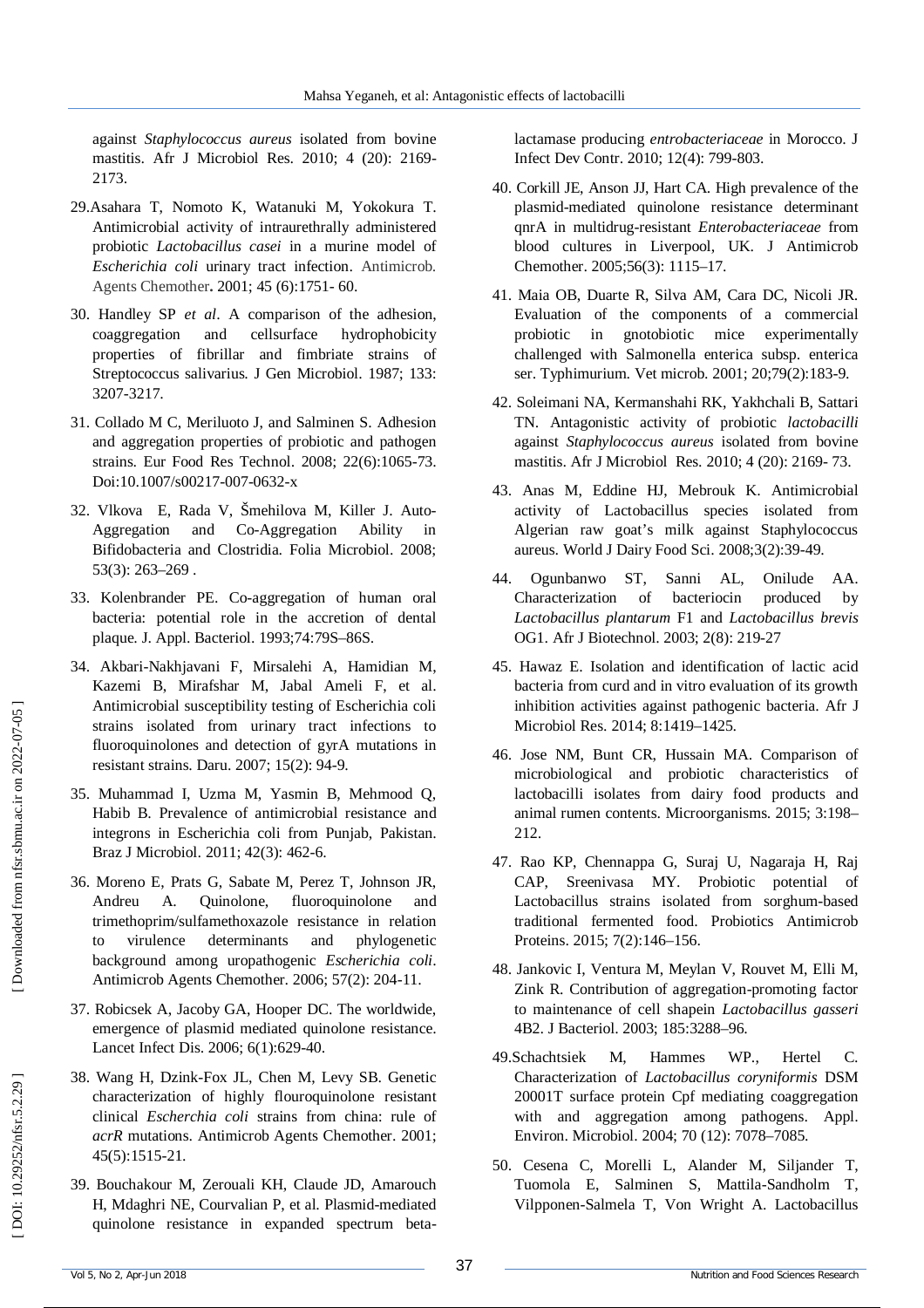against *Staphylococcus aureus* isolated from bovine mastitis. Afr J Microbiol Res. 2010; 4 (20): 2169-2173.

29. Asahara T, Nomoto K, Watanuki M, Yokokura T. Antimicrobial activity of intraurethrally administered probiotic *Lactobacillus casei* in a murine model of *Escherichia coli* urinary tract infection. Antimicrob. Agents Chemother. 2001; 45 (6):1751- 60.

30. Handley SP *et al*. A comparison of the adhesion, coaggregation and cellsurface hydrophobicity properties of fibrillar and fimbriate strains of Streptococcus salivarius. J Gen Microbiol. 1987; 133: 3207-3217.

31. Collado M C, Meriluoto J, and Salminen S. Adhesion and aggregation properties of probiotic and pathogen strains. Eur Food Res Technol. 2008; 22(6):1065-73. Doi:10.1007/s00217-007-0632-x

32. Vlkova E, Rada V, Šmehilova M, Killer J. Auto-Aggregation and Co-Aggregation Ability in Bifidobacteria and Clostridia. Folia Microbiol. 2008; 53(3): 263–269 .

33. Kolenbrander PE. Co-aggregation of human oral bacteria: potential role in the accretion of dental plaque. J. Appl. Bacteriol. 1993;74:79S–86S.

34. Akbari-Nakhjavani F, Mirsalehi A, Hamidian M, Kazemi B, Mirafshar M, Jabal Ameli F, et al. Antimicrobial susceptibility testing of Escherichia coli strains isolated from urinary tract infections to fluoroquinolones and detection of gyrA mutations in resistant strains. Daru. 2007; 15(2): 94-9.

35. Muhammad I, Uzma M, Yasmin B, Mehmood Q, Habib B. Prevalence of antimicrobial resistance and integrons in Escherichia coli from Punjab, Pakistan. Braz J Microbiol. 2011; 42(3): 462-6.

36. Moreno E, Prats G, Sabate M, Perez T, Johnson JR, Andreu A. Quinolone, fluoroquinolone and trimethoprim/sulfamethoxazole resistance in relation to virulence determinants and phylogenetic background among uropathogenic *Escherichia coli*. Antimicrob Agents Chemother. 2006; 57(2): 204-11.

37. Robicsek A, Jacoby GA, Hooper DC. The worldwide, emergence of plasmid mediated quinolone resistance. Lancet Infect Dis. 2006; 6(1):629-40.

38. Wang H, Dzink-Fox JL, Chen M, Levy SB. Genetic characterization of highly flouroquinolone resistant clinical *Escherchia coli* strains from china: rule of *acrR* mutations. Antimicrob Agents Chemother. 2001; 45(5):1515-21.

39. Bouchakour M, Zerouali KH, Claude JD, Amarouch H, Mdaghri NE, Courvalian P, et al. Plasmid-mediated quinolone resistance in expanded spectrum beta-lactamase producing *entrobacteriaceae* in Morocco. J Infect Dev Contr. 2010; 12(4): 799-803.

40. Corkill JE, Anson JJ, Hart CA. High prevalence of the plasmid-mediated quinolone resistance determinant qnrA in multidrug-resistant *Enterobacteriaceae* from blood cultures in Liverpool, UK. J Antimicrob Chemother. 2005;56(3): 1115–17.

41. Maia OB, Duarte R, Silva AM, Cara DC, Nicoli JR. Evaluation of the components of a commercial probiotic in gnotobiotic mice experimentally challenged with Salmonella enterica subsp. enterica ser. Typhimurium. Vet microb. 2001; 20;79(2):183-9.

42. Soleimani NA, Kermanshahi RK, Yakhchali B, Sattari TN. Antagonistic activity of probiotic *lactobacilli* against *Staphylococcus aureus* isolated from bovine mastitis. Afr J Microbiol Res. 2010; 4 (20): 2169- 73.

43. Anas M, Eddine HJ, Mebrouk K. Antimicrobial activity of Lactobacillus species isolated from Algerian raw goat's milk against Staphylococcus aureus. World J Dairy Food Sci. 2008;3(2):39-49.

44. Ogunbanwo ST, Sanni AL, Onilude AA. Characterization of bacteriocin produced by *Lactobacillus plantarum* F1 and *Lactobacillus brevis* OG1. Afr J Biotechnol. 2003; 2(8): 219-27

45. Hawaz E. Isolation and identification of lactic acid bacteria from curd and in vitro evaluation of its growth inhibition activities against pathogenic bacteria. Afr J Microbiol Res. 2014; 8:1419–1425.

46. Jose NM, Bunt CR, Hussain MA. Comparison of microbiological and probiotic characteristics of lactobacilli isolates from dairy food products and animal rumen contents. Microorganisms. 2015; 3:198–212.

47. Rao KP, Chennappa G, Suraj U, Nagaraja H, Raj CAP, Sreenivasa MY. Probiotic potential of Lactobacillus strains isolated from sorghum-based traditional fermented food. Probiotics Antimicrob Proteins. 2015; 7(2):146–156.

48. Jankovic I, Ventura M, Meylan V, Rouvet M, Elli M, Zink R. Contribution of aggregation-promoting factor to maintenance of cell shapein *Lactobacillus gasseri* 4B2. J Bacteriol. 2003; 185:3288–96.

49. Schachtsiek M, Hammes WP., Hertel C. Characterization of *Lactobacillus coryniformis* DSM 20001T surface protein Cpf mediating coaggregation with and aggregation among pathogens. Appl. Environ. Microbiol. 2004; 70 (12): 7078–7085.

50. Cesena C, Morelli L, Alander M, Siljander T, Tuomola E, Salminen S, Mattila-Sandholm T, Vilpponen-Salmela T, Von Wright A. Lactobacillus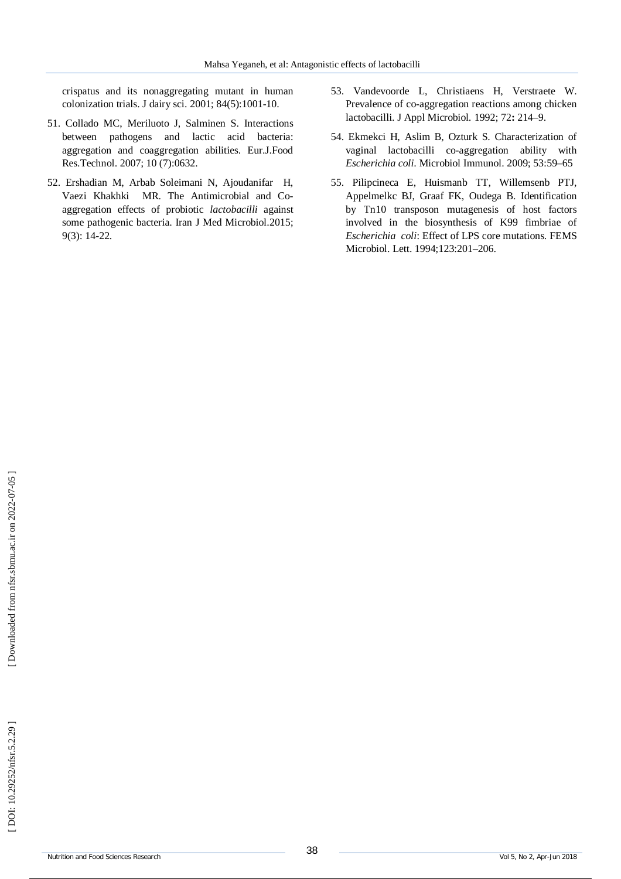crispatus and its nonaggregating mutant in human colonization trials. J dairy sci. 2001; 84(5):1001-10.

51. Collado MC, Meriluoto J, Salminen S. Interactions between pathogens and lactic acid bacteria: aggregation and coaggregation abilities. Eur.J.Food Res.Technol. 2007; 10 (7):0632.

52. Ershadian M, Arbab Soleimani N, Ajoudanifar H, Vaezi Khakhki MR. The Antimicrobial and Co-aggregation effects of probiotic *lactobacilli* against some pathogenic bacteria. Iran J Med Microbiol.2015; 9(3): 14-22.

53. Vandevoorde L, Christiaens H, Verstraete W. Prevalence of co-aggregation reactions among chicken lactobacilli. J Appl Microbiol. 1992; 72**:** 214–9.

54. Ekmekci H, Aslim B, Ozturk S. Characterization of vaginal lactobacilli co-aggregation ability with *Escherichia coli*. Microbiol Immunol. 2009; 53:59–65

55. Pilipcineca E, Huismanb TT, Willemsenb PTJ, Appelmelkc BJ, Graaf FK, Oudega B. Identification by Tn10 transposon mutagenesis of host factors involved in the biosynthesis of K99 fimbriae of *Escherichia coli*: Effect of LPS core mutations. FEMS Microbiol. Lett. 1994;123:201–206.